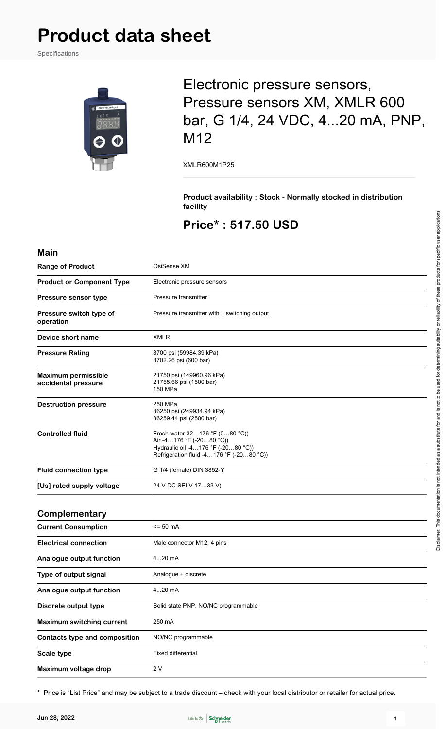# Product data sheet

Specifications

## Electronic pressure sensors, Pressure sensors XM, XMLR 600 bar, G 1/4, 24 VDC, 4...20 mA, PNP, M12

XMLR600M1P25

**Product availability : Stock - Normally stocked in distribution facility**

## Price* : 517.50 USD

### Main

| | |
|---|---|
| **Range of Product** | OsiSense XM |
| **Product or Component Type** | Electronic pressure sensors |
| **Pressure sensor type** | Pressure transmitter |
| **Pressure switch type of operation** | Pressure transmitter with 1 switching output |
| **Device short name** | XMLR |
| **Pressure Rating** | 8700 psi (59984.39 kPa)<br>8702.26 psi (600 bar) |
| **Maximum permissible accidental pressure** | 21750 psi (149960.96 kPa)<br>21755.66 psi (1500 bar)<br>150 MPa |
| **Destruction pressure** | 250 MPa<br>36250 psi (249934.94 kPa)<br>36259.44 psi (2500 bar) |
| **Controlled fluid** | Fresh water 32…176 °F (0…80 °C))<br>Air -4…176 °F (-20…80 °C))<br>Hydraulic oil -4…176 °F (-20…80 °C))<br>Refrigeration fluid -4…176 °F (-20…80 °C)) |
| **Fluid connection type** | G 1/4 (female) DIN 3852-Y |
| **[Us] rated supply voltage** | 24 V DC SELV 17…33 V) |

### Complementary

| | |
|---|---|
| **Current Consumption** | <= 50 mA |
| **Electrical connection** | Male connector M12, 4 pins |
| **Analogue output function** | 4...20 mA |
| **Type of output signal** | Analogue + discrete |
| **Analogue output function** | 4...20 mA |
| **Discrete output type** | Solid state PNP, NO/NC programmable |
| **Maximum switching current** | 250 mA |
| **Contacts type and composition** | NO/NC programmable |
| **Scale type** | Fixed differential |
| **Maximum voltage drop** | 2 V |

* Price is "List Price" and may be subject to a trade discount – check with your local distributor or retailer for actual price.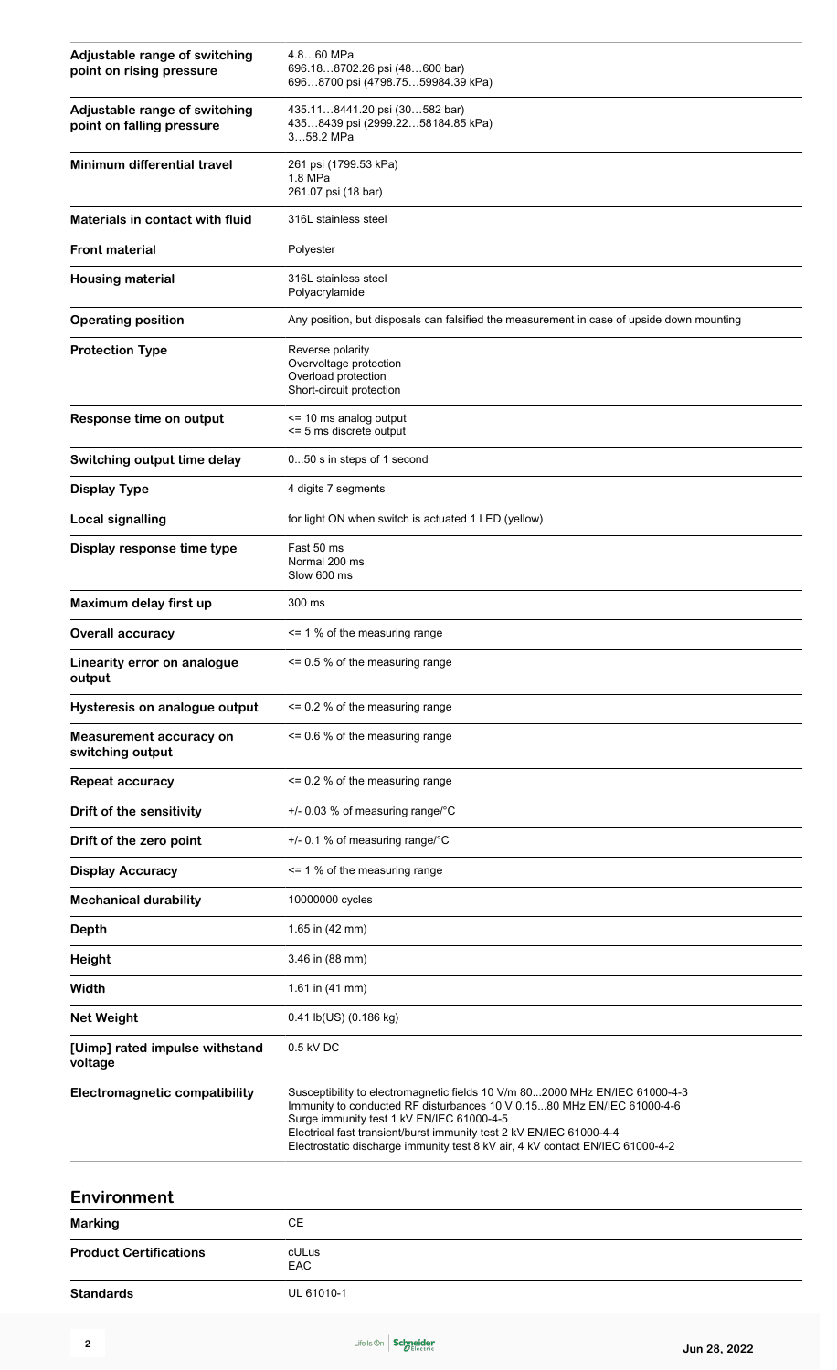| | |
|---|---|
| **Adjustable range of switching point on rising pressure** | 4.8…60 MPa<br>696.18…8702.26 psi (48…600 bar)<br>696…8700 psi (4798.75…59984.39 kPa) |
| **Adjustable range of switching point on falling pressure** | 435.11…8441.20 psi (30…582 bar)<br>435…8439 psi (2999.22…58184.85 kPa)<br>3…58.2 MPa |
| **Minimum differential travel** | 261 psi (1799.53 kPa)<br>1.8 MPa<br>261.07 psi (18 bar) |
| **Materials in contact with fluid** | 316L stainless steel |
| **Front material** | Polyester |
| **Housing material** | 316L stainless steel<br>Polyacrylamide |
| **Operating position** | Any position, but disposals can falsified the measurement in case of upside down mounting |
| **Protection Type** | Reverse polarity<br>Overvoltage protection<br>Overload protection<br>Short-circuit protection |
| **Response time on output** | <= 10 ms analog output<br><= 5 ms discrete output |
| **Switching output time delay** | 0...50 s in steps of 1 second |
| **Display Type** | 4 digits 7 segments |
| **Local signalling** | for light ON when switch is actuated 1 LED (yellow) |
| **Display response time type** | Fast 50 ms<br>Normal 200 ms<br>Slow 600 ms |
| **Maximum delay first up** | 300 ms |
| **Overall accuracy** | <= 1 % of the measuring range |
| **Linearity error on analogue output** | <= 0.5 % of the measuring range |
| **Hysteresis on analogue output** | <= 0.2 % of the measuring range |
| **Measurement accuracy on switching output** | <= 0.6 % of the measuring range |
| **Repeat accuracy** | <= 0.2 % of the measuring range |
| **Drift of the sensitivity** | +/- 0.03 % of measuring range/°C |
| **Drift of the zero point** | +/- 0.1 % of measuring range/°C |
| **Display Accuracy** | <= 1 % of the measuring range |
| **Mechanical durability** | 10000000 cycles |
| **Depth** | 1.65 in (42 mm) |
| **Height** | 3.46 in (88 mm) |
| **Width** | 1.61 in (41 mm) |
| **Net Weight** | 0.41 lb(US) (0.186 kg) |
| **[Uimp] rated impulse withstand voltage** | 0.5 kV DC |
| **Electromagnetic compatibility** | Susceptibility to electromagnetic fields 10 V/m 80...2000 MHz EN/IEC 61000-4-3<br>Immunity to conducted RF disturbances 10 V 0.15...80 MHz EN/IEC 61000-4-6<br>Surge immunity test 1 kV EN/IEC 61000-4-5<br>Electrical fast transient/burst immunity test 2 kV EN/IEC 61000-4-4<br>Electrostatic discharge immunity test 8 kV air, 4 kV contact EN/IEC 61000-4-2 |

## Environment

| | |
|---|---|
| **Marking** | CE |
| **Product Certifications** | cULus<br>EAC |
| **Standards** | UL 61010-1 |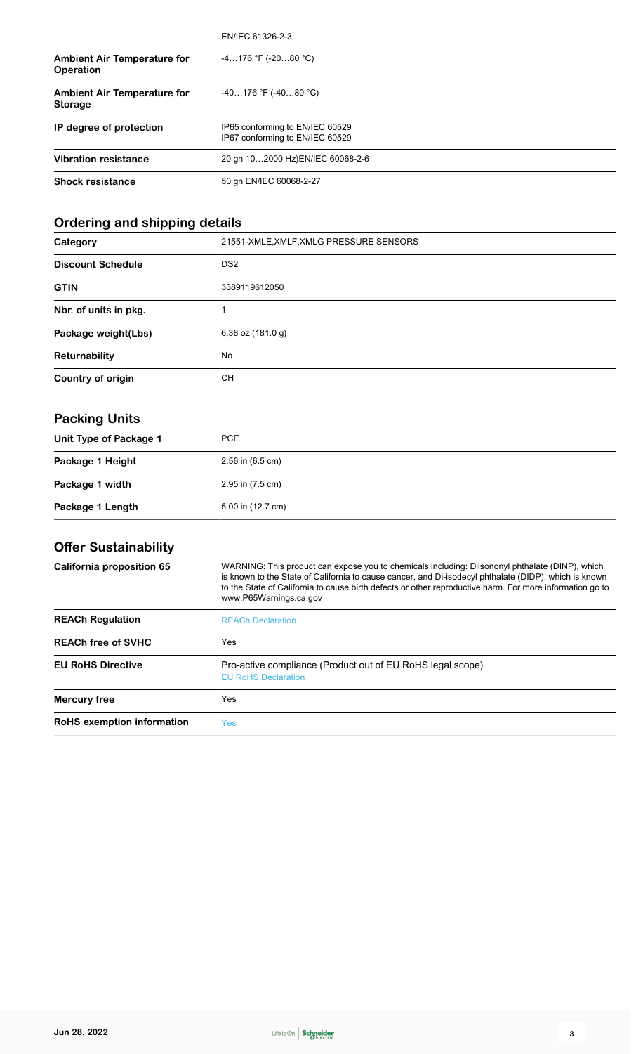| | |
|---|---|
| | EN/IEC 61326-2-3 |
| **Ambient Air Temperature for Operation** | -4…176 °F (-20…80 °C) |
| **Ambient Air Temperature for Storage** | -40…176 °F (-40…80 °C) |
| **IP degree of protection** | IP65 conforming to EN/IEC 60529<br>IP67 conforming to EN/IEC 60529 |
| **Vibration resistance** | 20 gn 10…2000 Hz)EN/IEC 60068-2-6 |
| **Shock resistance** | 50 gn EN/IEC 60068-2-27 |

## Ordering and shipping details

| | |
|---|---|
| **Category** | 21551-XMLE,XMLF,XMLG PRESSURE SENSORS |
| **Discount Schedule** | DS2 |
| **GTIN** | 3389119612050 |
| **Nbr. of units in pkg.** | 1 |
| **Package weight(Lbs)** | 6.38 oz (181.0 g) |
| **Returnability** | No |
| **Country of origin** | CH |

## Packing Units

| | |
|---|---|
| **Unit Type of Package 1** | PCE |
| **Package 1 Height** | 2.56 in (6.5 cm) |
| **Package 1 width** | 2.95 in (7.5 cm) |
| **Package 1 Length** | 5.00 in (12.7 cm) |

## Offer Sustainability

| | |
|---|---|
| **California proposition 65** | WARNING: This product can expose you to chemicals including: Diisononyl phthalate (DINP), which is known to the State of California to cause cancer, and Di-isodecyl phthalate (DIDP), which is known to the State of California to cause birth defects or other reproductive harm. For more information go to www.P65Warnings.ca.gov |
| **REACh Regulation** | REACh Declaration |
| **REACh free of SVHC** | Yes |
| **EU RoHS Directive** | Pro-active compliance (Product out of EU RoHS legal scope)<br>EU RoHS Declaration |
| **Mercury free** | Yes |
| **RoHS exemption information** | Yes |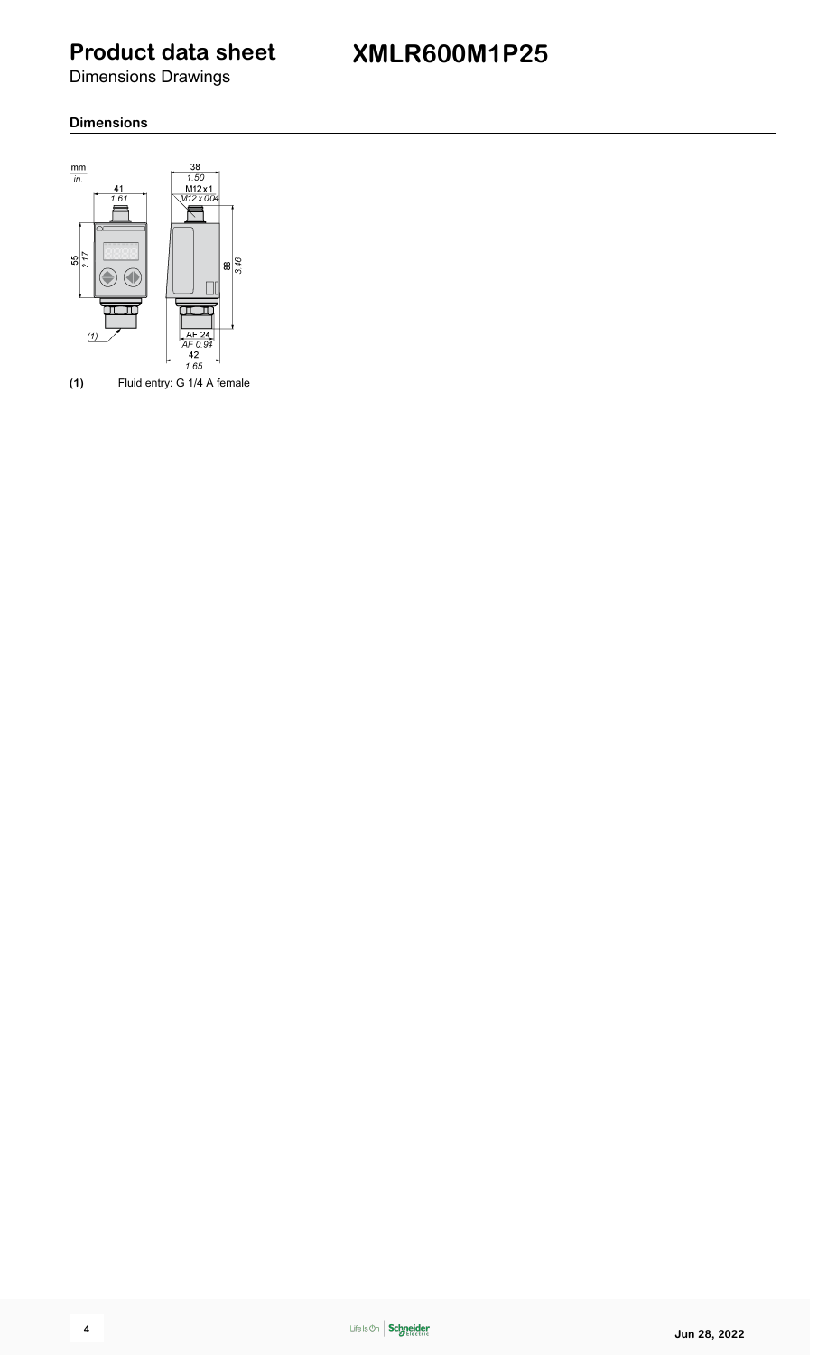# Product data sheet

Dimensions Drawings

# XMLR600M1P25

### Dimensions

mm
in.

41
1.61

55
2.17

(1)

38
1.50

M12 x 1
M12 x 0.04

88
3.46

AF 24
AF 0.94

42
1.65

**(1)** Fluid entry: G 1/4 A female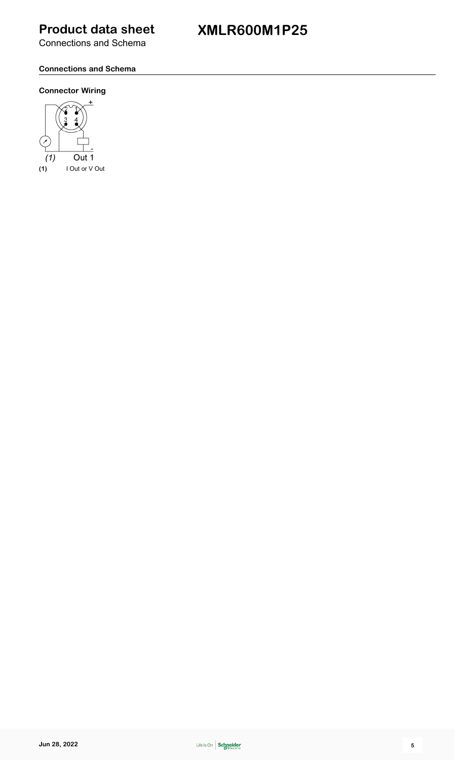# Product data sheet

Connections and Schema

## XMLR600M1P25

### Connections and Schema

#### Connector Wiring

(1) Out 1

**(1)** I Out or V Out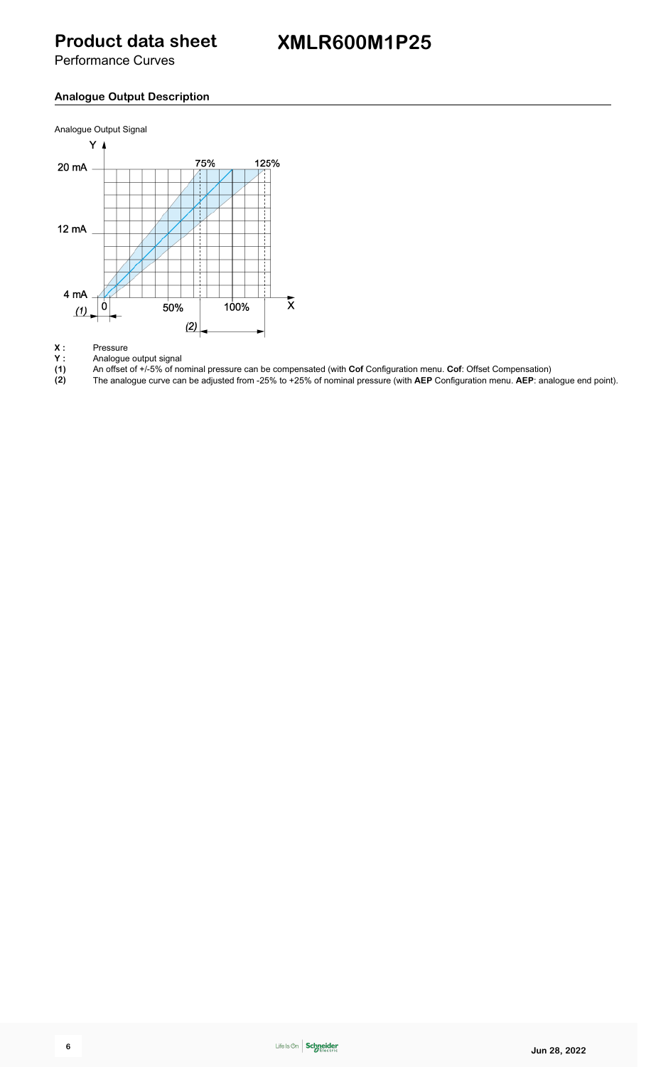## Analogue Output Description

Analogue Output Signal

**X :** Pressure

**Y :** Analogue output signal

**(1)** An offset of +/-5% of nominal pressure can be compensated (with **Cof** Configuration menu. **Cof**: Offset Compensation)

**(2)** The analogue curve can be adjusted from -25% to +25% of nominal pressure (with **AEP** Configuration menu. **AEP**: analogue end point).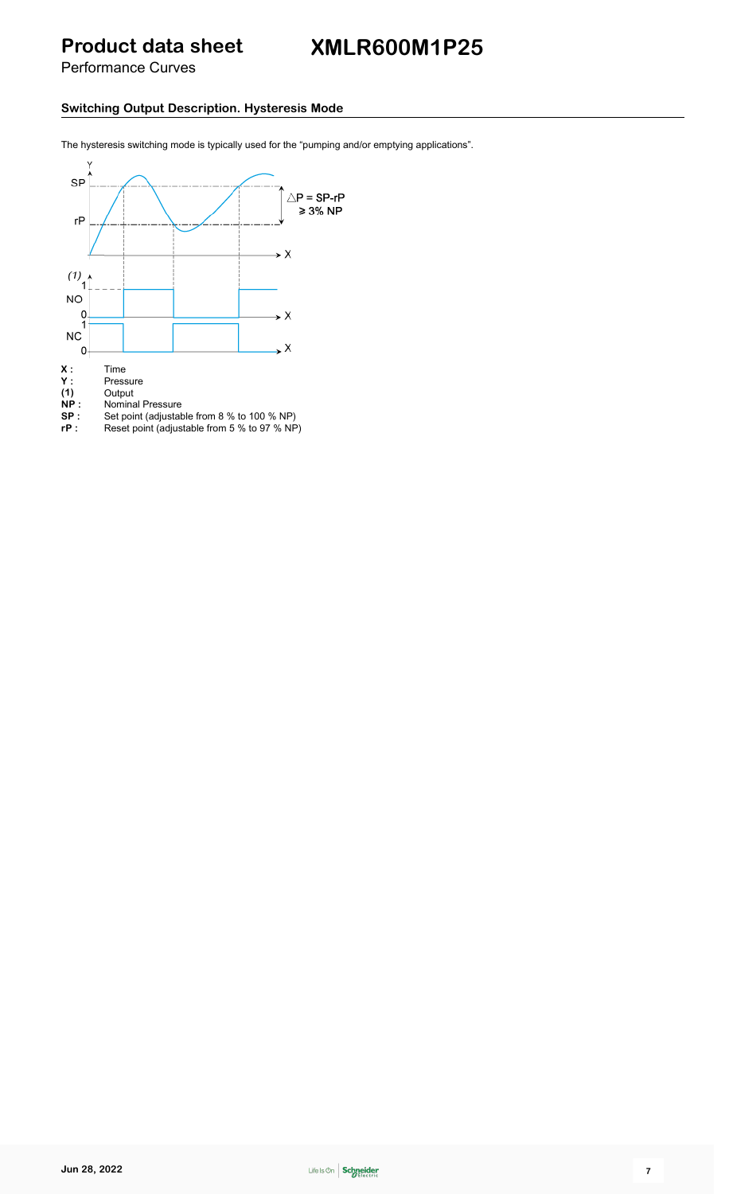# Product data sheet

# XMLR600M1P25

Performance Curves

## Switching Output Description. Hysteresis Mode

The hysteresis switching mode is typically used for the "pumping and/or emptying applications".

**X :** Time
**Y :** Pressure
**(1)** Output
**NP :** Nominal Pressure
**SP :** Set point (adjustable from 8 % to 100 % NP)
**rP :** Reset point (adjustable from 5 % to 97 % NP)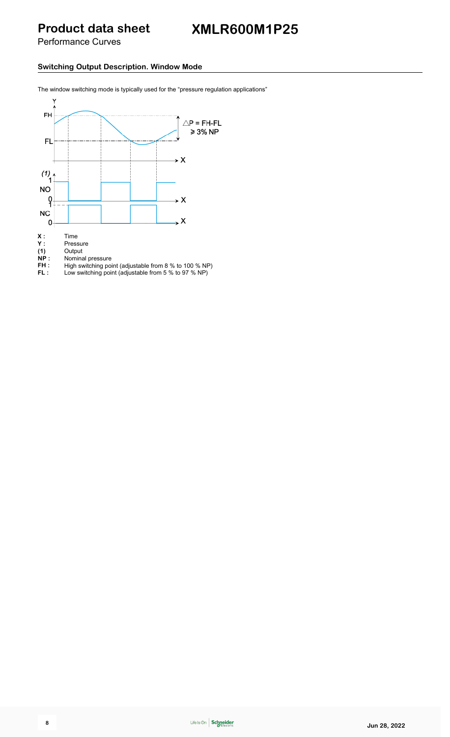# Product data sheet

# XMLR600M1P25

Performance Curves

## Switching Output Description. Window Mode

The window switching mode is typically used for the “pressure regulation applications”

**X :** Time
**Y :** Pressure
**(1)** Output
**NP :** Nominal pressure
**FH :** High switching point (adjustable from 8 % to 100 % NP)
**FL :** Low switching point (adjustable from 5 % to 97 % NP)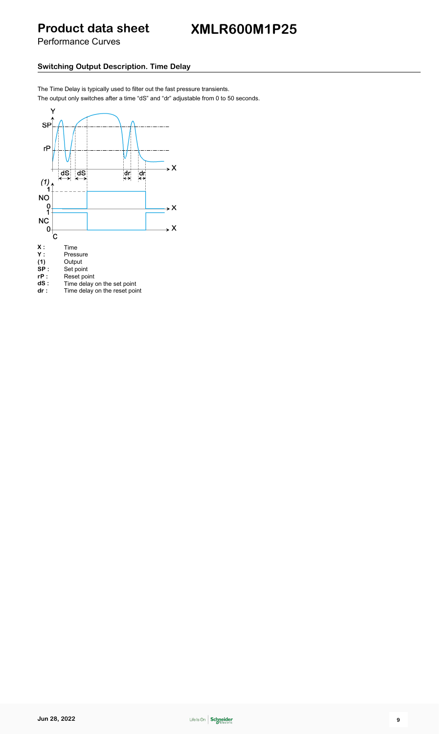# Product data sheet

# XMLR600M1P25

Performance Curves

## Switching Output Description. Time Delay

The Time Delay is typically used to filter out the fast pressure transients.

The output only switches after a time "dS" and "dr" adjustable from 0 to 50 seconds.

Y
SP
rP
X
dS
dS
dr
dr
(1)
1
NO
0
X
1
NC
0
X
C

**X :** Time
**Y :** Pressure
**(1)** Output
**SP :** Set point
**rP :** Reset point
**dS :** Time delay on the set point
**dr :** Time delay on the reset point